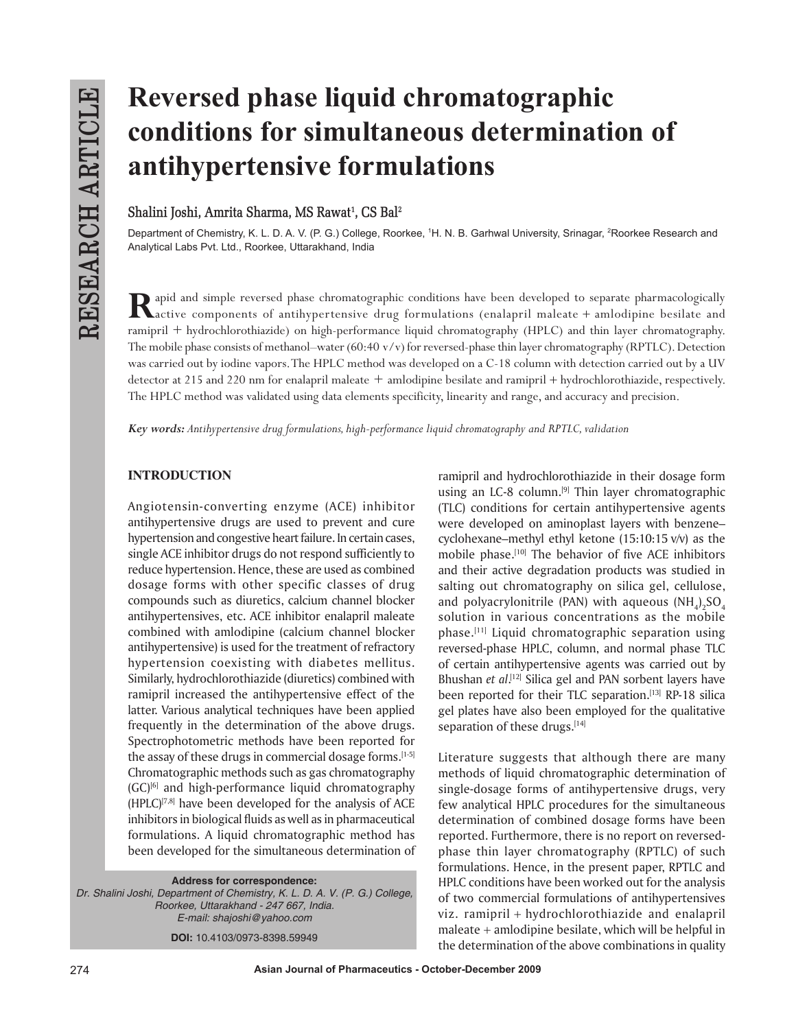RESEARCH ARTICLE

# Reversed phase liquid chromatographic conditions for simultaneous determination of antihypertensive formulations

**Shalini Joshi, Amrita Sharma, MS Rawat[1], CS Bal[2]**

Department of Chemistry, K. L. D. A. V. (P. G.) College, Roorkee, [1]H. N. B. Garhwal University, Srinagar, [2]Roorkee Research and Analytical Labs Pvt. Ltd., Roorkee, Uttarakhand, India

Rapid and simple reversed phase chromatographic conditions have been developed to separate pharmacologically active components of antihypertensive drug formulations (enalapril maleate + amlodipine besilate and ramipril + hydrochlorothiazide) on high-performance liquid chromatography (HPLC) and thin layer chromatography. The mobile phase consists of methanol–water (60:40 v/v) for reversed-phase thin layer chromatography (RPTLC). Detection was carried out by iodine vapors. The HPLC method was developed on a C-18 column with detection carried out by a UV detector at 215 and 220 nm for enalapril maleate + amlodipine besilate and ramipril + hydrochlorothiazide, respectively. The HPLC method was validated using data elements specificity, linearity and range, and accuracy and precision.

***Key words:*** *Antihypertensive drug formulations, high-performance liquid chromatography and RPTLC, validation*

## INTRODUCTION

Angiotensin-converting enzyme (ACE) inhibitor antihypertensive drugs are used to prevent and cure hypertension and congestive heart failure. In certain cases, single ACE inhibitor drugs do not respond sufficiently to reduce hypertension. Hence, these are used as combined dosage forms with other specific classes of drug compounds such as diuretics, calcium channel blocker antihypertensives, etc. ACE inhibitor enalapril maleate combined with amlodipine (calcium channel blocker antihypertensive) is used for the treatment of refractory hypertension coexisting with diabetes mellitus. Similarly, hydrochlorothiazide (diuretics) combined with ramipril increased the antihypertensive effect of the latter. Various analytical techniques have been applied frequently in the determination of the above drugs. Spectrophotometric methods have been reported for the assay of these drugs in commercial dosage forms.[1-5] Chromatographic methods such as gas chromatography (GC)[6] and high-performance liquid chromatography (HPLC)[7,8] have been developed for the analysis of ACE inhibitors in biological fluids as well as in pharmaceutical formulations. A liquid chromatographic method has been developed for the simultaneous determination of ramipril and hydrochlorothiazide in their dosage form using an LC-8 column.[9] Thin layer chromatographic (TLC) conditions for certain antihypertensive agents were developed on aminoplast layers with benzene–cyclohexane–methyl ethyl ketone (15:10:15 v/v) as the mobile phase.[10] The behavior of five ACE inhibitors and their active degradation products was studied in salting out chromatography on silica gel, cellulose, and polyacrylonitrile (PAN) with aqueous $(NH_4)_2SO_4$ solution in various concentrations as the mobile phase.[11] Liquid chromatographic separation using reversed-phase HPLC, column, and normal phase TLC of certain antihypertensive agents was carried out by Bhushan *et al*.[12] Silica gel and PAN sorbent layers have been reported for their TLC separation.[13] RP-18 silica gel plates have also been employed for the qualitative separation of these drugs.[14]

Literature suggests that although there are many methods of liquid chromatographic determination of single-dosage forms of antihypertensive drugs, very few analytical HPLC procedures for the simultaneous determination of combined dosage forms have been reported. Furthermore, there is no report on reversed-phase thin layer chromatography (RPTLC) of such formulations. Hence, in the present paper, RPTLC and HPLC conditions have been worked out for the analysis of two commercial formulations of antihypertensives viz. ramipril + hydrochlorothiazide and enalapril maleate + amlodipine besilate, which will be helpful in the determination of the above combinations in quality

**Address for correspondence:**
*Dr. Shalini Joshi, Department of Chemistry, K. L. D. A. V. (P. G.) College, Roorkee, Uttarakhand - 247 667, India.*
*E-mail: shajoshi@yahoo.com*

**DOI:** 10.4103/0973-8398.59949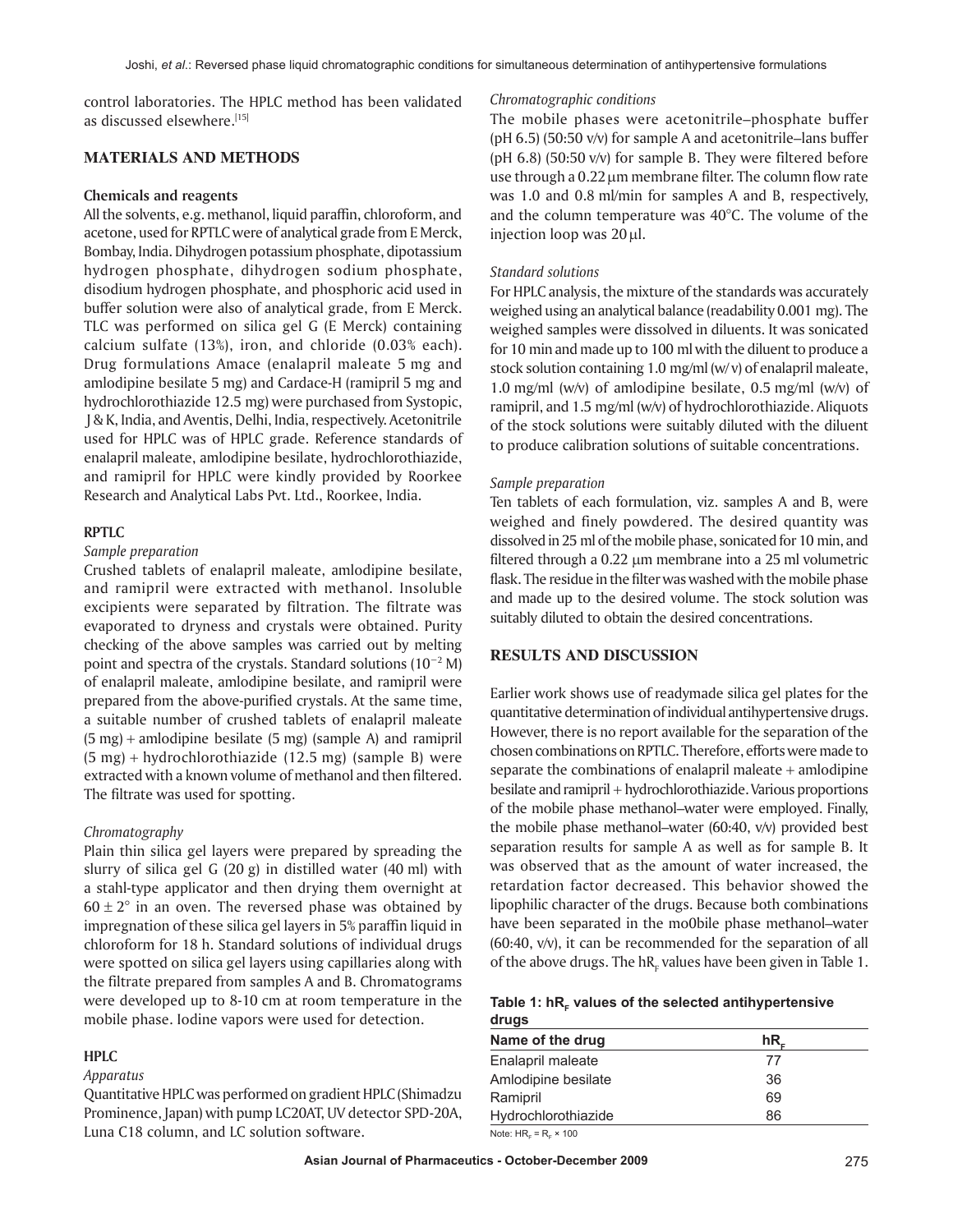control laboratories. The HPLC method has been validated as discussed elsewhere.[15]

## MATERIALS AND METHODS

### Chemicals and reagents

All the solvents, e.g. methanol, liquid paraffin, chloroform, and acetone, used for RPTLC were of analytical grade from E Merck, Bombay, India. Dihydrogen potassium phosphate, dipotassium hydrogen phosphate, dihydrogen sodium phosphate, disodium hydrogen phosphate, and phosphoric acid used in buffer solution were also of analytical grade, from E Merck. TLC was performed on silica gel G (E Merck) containing calcium sulfate (13%), iron, and chloride (0.03% each). Drug formulations Amace (enalapril maleate 5 mg and amlodipine besilate 5 mg) and Cardace-H (ramipril 5 mg and hydrochlorothiazide 12.5 mg) were purchased from Systopic, J & K, India, and Aventis, Delhi, India, respectively. Acetonitrile used for HPLC was of HPLC grade. Reference standards of enalapril maleate, amlodipine besilate, hydrochlorothiazide, and ramipril for HPLC were kindly provided by Roorkee Research and Analytical Labs Pvt. Ltd., Roorkee, India.

### RPTLC

*Sample preparation*

Crushed tablets of enalapril maleate, amlodipine besilate, and ramipril were extracted with methanol. Insoluble excipients were separated by filtration. The filtrate was evaporated to dryness and crystals were obtained. Purity checking of the above samples was carried out by melting point and spectra of the crystals. Standard solutions ($10^{-2}$ M) of enalapril maleate, amlodipine besilate, and ramipril were prepared from the above-purified crystals. At the same time, a suitable number of crushed tablets of enalapril maleate (5 mg) + amlodipine besilate (5 mg) (sample A) and ramipril (5 mg) + hydrochlorothiazide (12.5 mg) (sample B) were extracted with a known volume of methanol and then filtered. The filtrate was used for spotting.

*Chromatography*

Plain thin silica gel layers were prepared by spreading the slurry of silica gel G (20 g) in distilled water (40 ml) with a stahl-type applicator and then drying them overnight at $60 \pm 2°$ in an oven. The reversed phase was obtained by impregnation of these silica gel layers in 5% paraffin liquid in chloroform for 18 h. Standard solutions of individual drugs were spotted on silica gel layers using capillaries along with the filtrate prepared from samples A and B. Chromatograms were developed up to 8-10 cm at room temperature in the mobile phase. Iodine vapors were used for detection.

### HPLC

*Apparatus*

Quantitative HPLC was performed on gradient HPLC (Shimadzu Prominence, Japan) with pump LC20AT, UV detector SPD-20A, Luna C18 column, and LC solution software.

*Chromatographic conditions*

The mobile phases were acetonitrile–phosphate buffer (pH 6.5) (50:50 v/v) for sample A and acetonitrile–lans buffer (pH 6.8) (50:50 v/v) for sample B. They were filtered before use through a 0.22 μm membrane filter. The column flow rate was 1.0 and 0.8 ml/min for samples A and B, respectively, and the column temperature was 40°C. The volume of the injection loop was 20 μl.

*Standard solutions*

For HPLC analysis, the mixture of the standards was accurately weighed using an analytical balance (readability 0.001 mg). The weighed samples were dissolved in diluents. It was sonicated for 10 min and made up to 100 ml with the diluent to produce a stock solution containing 1.0 mg/ml (w/ v) of enalapril maleate, 1.0 mg/ml (w/v) of amlodipine besilate, 0.5 mg/ml (w/v) of ramipril, and 1.5 mg/ml (w/v) of hydrochlorothiazide. Aliquots of the stock solutions were suitably diluted with the diluent to produce calibration solutions of suitable concentrations.

*Sample preparation*

Ten tablets of each formulation, viz. samples A and B, were weighed and finely powdered. The desired quantity was dissolved in 25 ml of the mobile phase, sonicated for 10 min, and filtered through a 0.22 μm membrane into a 25 ml volumetric flask. The residue in the filter was washed with the mobile phase and made up to the desired volume. The stock solution was suitably diluted to obtain the desired concentrations.

## RESULTS AND DISCUSSION

Earlier work shows use of readymade silica gel plates for the quantitative determination of individual antihypertensive drugs. However, there is no report available for the separation of the chosen combinations on RPTLC. Therefore, efforts were made to separate the combinations of enalapril maleate + amlodipine besilate and ramipril + hydrochlorothiazide. Various proportions of the mobile phase methanol–water were employed. Finally, the mobile phase methanol–water (60:40, v/v) provided best separation results for sample A as well as for sample B. It was observed that as the amount of water increased, the retardation factor decreased. This behavior showed the lipophilic character of the drugs. Because both combinations have been separated in the mo0bile phase methanol–water (60:40, v/v), it can be recommended for the separation of all of the above drugs. The $hR_F$ values have been given in Table 1.

**Table 1: $hR_F$ values of the selected antihypertensive drugs**

| Name of the drug | $hR_F$ |
|---|---|
| Enalapril maleate | 77 |
| Amlodipine besilate | 36 |
| Ramipril | 69 |
| Hydrochlorothiazide | 86 |

Note: $HR_F = R_F \times 100$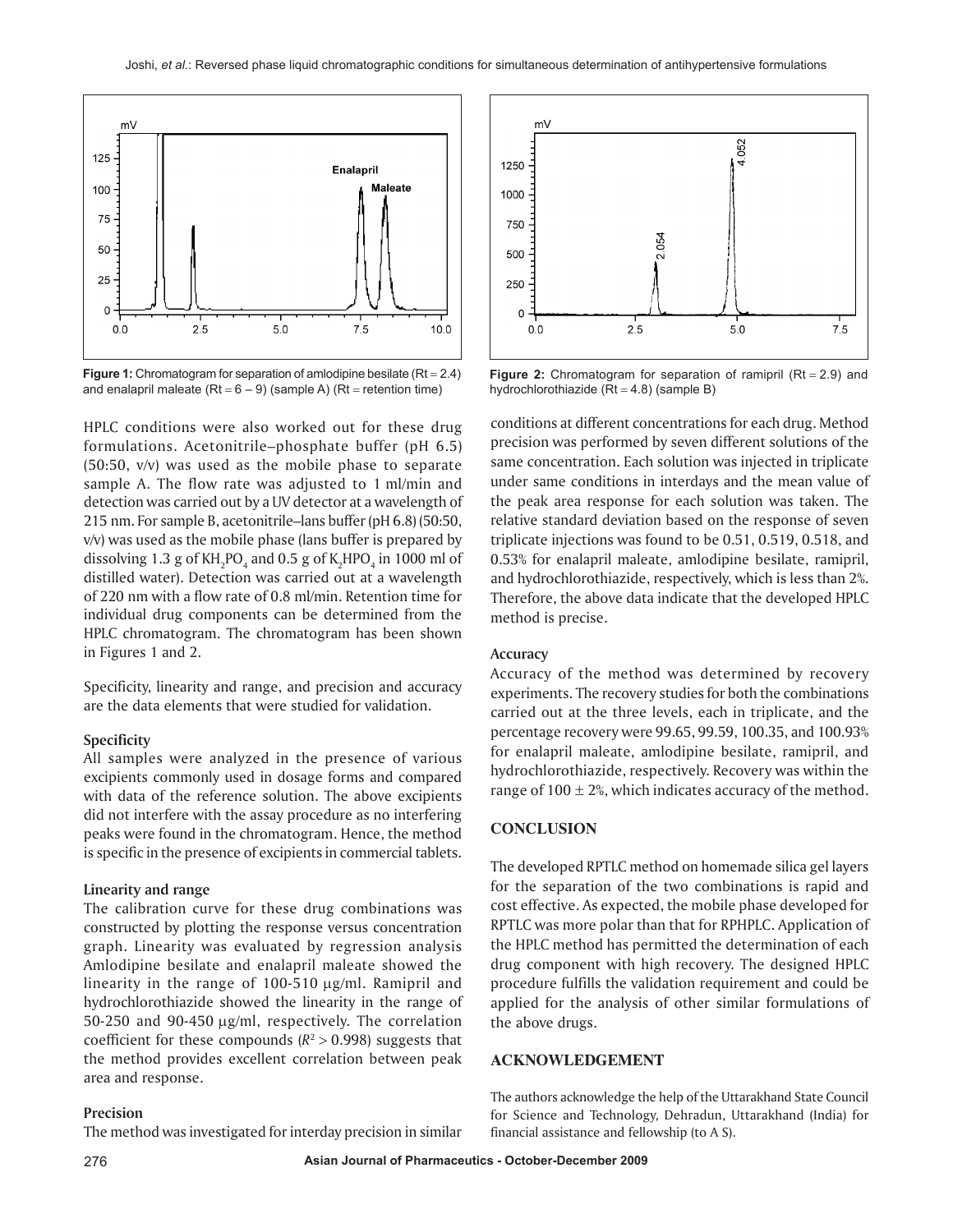Figure 1: Chromatogram for separation of amlodipine besilate (Rt = 2.4) and enalapril maleate (Rt = 6 – 9) (sample A) (Rt = retention time)

Figure 2: Chromatogram for separation of ramipril (Rt = 2.9) and hydrochlorothiazide (Rt = 4.8) (sample B)

HPLC conditions were also worked out for these drug formulations. Acetonitrile–phosphate buffer (pH 6.5) (50:50, v/v) was used as the mobile phase to separate sample A. The flow rate was adjusted to 1 ml/min and detection was carried out by a UV detector at a wavelength of 215 nm. For sample B, acetonitrile–lans buffer (pH 6.8) (50:50, v/v) was used as the mobile phase (lans buffer is prepared by dissolving 1.3 g of $KH_2PO_4$ and 0.5 g of $K_2HPO_4$ in 1000 ml of distilled water). Detection was carried out at a wavelength of 220 nm with a flow rate of 0.8 ml/min. Retention time for individual drug components can be determined from the HPLC chromatogram. The chromatogram has been shown in Figures 1 and 2.

Specificity, linearity and range, and precision and accuracy are the data elements that were studied for validation.

### Specificity

All samples were analyzed in the presence of various excipients commonly used in dosage forms and compared with data of the reference solution. The above excipients did not interfere with the assay procedure as no interfering peaks were found in the chromatogram. Hence, the method is specific in the presence of excipients in commercial tablets.

### Linearity and range

The calibration curve for these drug combinations was constructed by plotting the response versus concentration graph. Linearity was evaluated by regression analysis Amlodipine besilate and enalapril maleate showed the linearity in the range of 100-510 μg/ml. Ramipril and hydrochlorothiazide showed the linearity in the range of 50-250 and 90-450 μg/ml, respectively. The correlation coefficient for these compounds ($R^2 > 0.998$) suggests that the method provides excellent correlation between peak area and response.

### Precision

The method was investigated for interday precision in similar conditions at different concentrations for each drug. Method precision was performed by seven different solutions of the same concentration. Each solution was injected in triplicate under same conditions in interdays and the mean value of the peak area response for each solution was taken. The relative standard deviation based on the response of seven triplicate injections was found to be 0.51, 0.519, 0.518, and 0.53% for enalapril maleate, amlodipine besilate, ramipril, and hydrochlorothiazide, respectively, which is less than 2%. Therefore, the above data indicate that the developed HPLC method is precise.

### Accuracy

Accuracy of the method was determined by recovery experiments. The recovery studies for both the combinations carried out at the three levels, each in triplicate, and the percentage recovery were 99.65, 99.59, 100.35, and 100.93% for enalapril maleate, amlodipine besilate, ramipril, and hydrochlorothiazide, respectively. Recovery was within the range of 100 ± 2%, which indicates accuracy of the method.

## CONCLUSION

The developed RPTLC method on homemade silica gel layers for the separation of the two combinations is rapid and cost effective. As expected, the mobile phase developed for RPTLC was more polar than that for RPHPLC. Application of the HPLC method has permitted the determination of each drug component with high recovery. The designed HPLC procedure fulfills the validation requirement and could be applied for the analysis of other similar formulations of the above drugs.

## ACKNOWLEDGEMENT

The authors acknowledge the help of the Uttarakhand State Council for Science and Technology, Dehradun, Uttarakhand (India) for financial assistance and fellowship (to A S).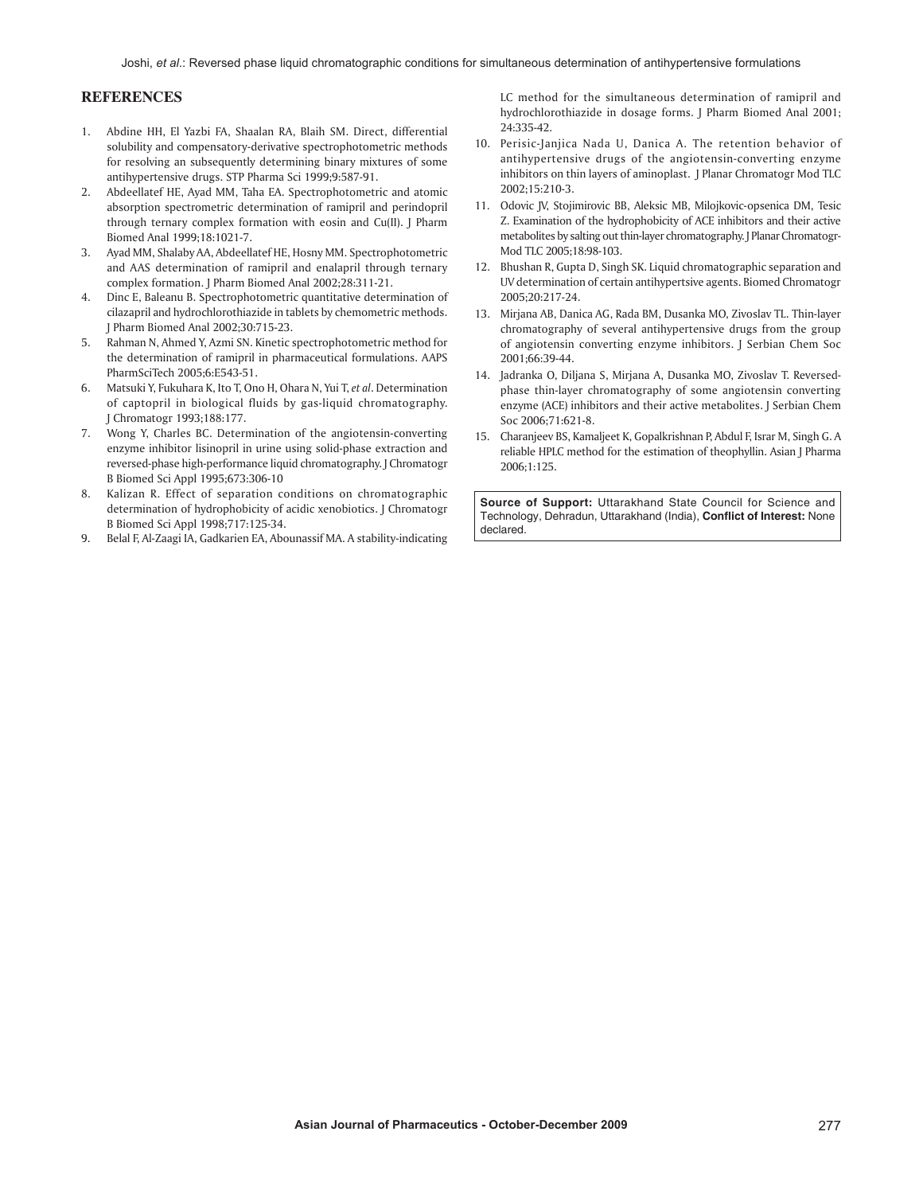## REFERENCES

1. Abdine HH, El Yazbi FA, Shaalan RA, Blaih SM. Direct, differential solubility and compensatory-derivative spectrophotometric methods for resolving an subsequently determining binary mixtures of some antihypertensive drugs. STP Pharma Sci 1999;9:587-91.
2. Abdeellatef HE, Ayad MM, Taha EA. Spectrophotometric and atomic absorption spectrometric determination of ramipril and perindopril through ternary complex formation with eosin and Cu(II). J Pharm Biomed Anal 1999;18:1021-7.
3. Ayad MM, Shalaby AA, Abdeellatef HE, Hosny MM. Spectrophotometric and AAS determination of ramipril and enalapril through ternary complex formation. J Pharm Biomed Anal 2002;28:311-21.
4. Dinc E, Baleanu B. Spectrophotometric quantitative determination of cilazapril and hydrochlorothiazide in tablets by chemometric methods. J Pharm Biomed Anal 2002;30:715-23.
5. Rahman N, Ahmed Y, Azmi SN. Kinetic spectrophotometric method for the determination of ramipril in pharmaceutical formulations. AAPS PharmSciTech 2005;6:E543-51.
6. Matsuki Y, Fukuhara K, Ito T, Ono H, Ohara N, Yui T, *et al*. Determination of captopril in biological fluids by gas-liquid chromatography. J Chromatogr 1993;188:177.
7. Wong Y, Charles BC. Determination of the angiotensin-converting enzyme inhibitor lisinopril in urine using solid-phase extraction and reversed-phase high-performance liquid chromatography. J Chromatogr B Biomed Sci Appl 1995;673:306-10
8. Kalizan R. Effect of separation conditions on chromatographic determination of hydrophobicity of acidic xenobiotics. J Chromatogr B Biomed Sci Appl 1998;717:125-34.
9. Belal F, Al-Zaagi IA, Gadkarien EA, Abounassif MA. A stability-indicating LC method for the simultaneous determination of ramipril and hydrochlorothiazide in dosage forms. J Pharm Biomed Anal 2001; 24:335-42.
10. Perisic-Janjica Nada U, Danica A. The retention behavior of antihypertensive drugs of the angiotensin-converting enzyme inhibitors on thin layers of aminoplast. J Planar Chromatogr Mod TLC 2002;15:210-3.
11. Odovic JV, Stojimirovic BB, Aleksic MB, Milojkovic-opsenica DM, Tesic Z. Examination of the hydrophobicity of ACE inhibitors and their active metabolites by salting out thin-layer chromatography. J Planar Chromatogr-Mod TLC 2005;18:98-103.
12. Bhushan R, Gupta D, Singh SK. Liquid chromatographic separation and UV determination of certain antihypertsive agents. Biomed Chromatogr 2005;20:217-24.
13. Mirjana AB, Danica AG, Rada BM, Dusanka MO, Zivoslav TL. Thin-layer chromatography of several antihypertensive drugs from the group of angiotensin converting enzyme inhibitors. J Serbian Chem Soc 2001;66:39-44.
14. Jadranka O, Diljana S, Mirjana A, Dusanka MO, Zivoslav T. Reversed-phase thin-layer chromatography of some angiotensin converting enzyme (ACE) inhibitors and their active metabolites. J Serbian Chem Soc 2006;71:621-8.
15. Charanjeev BS, Kamaljeet K, Gopalkrishnan P, Abdul F, Israr M, Singh G. A reliable HPLC method for the estimation of theophyllin. Asian J Pharma 2006;1:125.

**Source of Support:** Uttarakhand State Council for Science and Technology, Dehradun, Uttarakhand (India), **Conflict of Interest:** None declared.